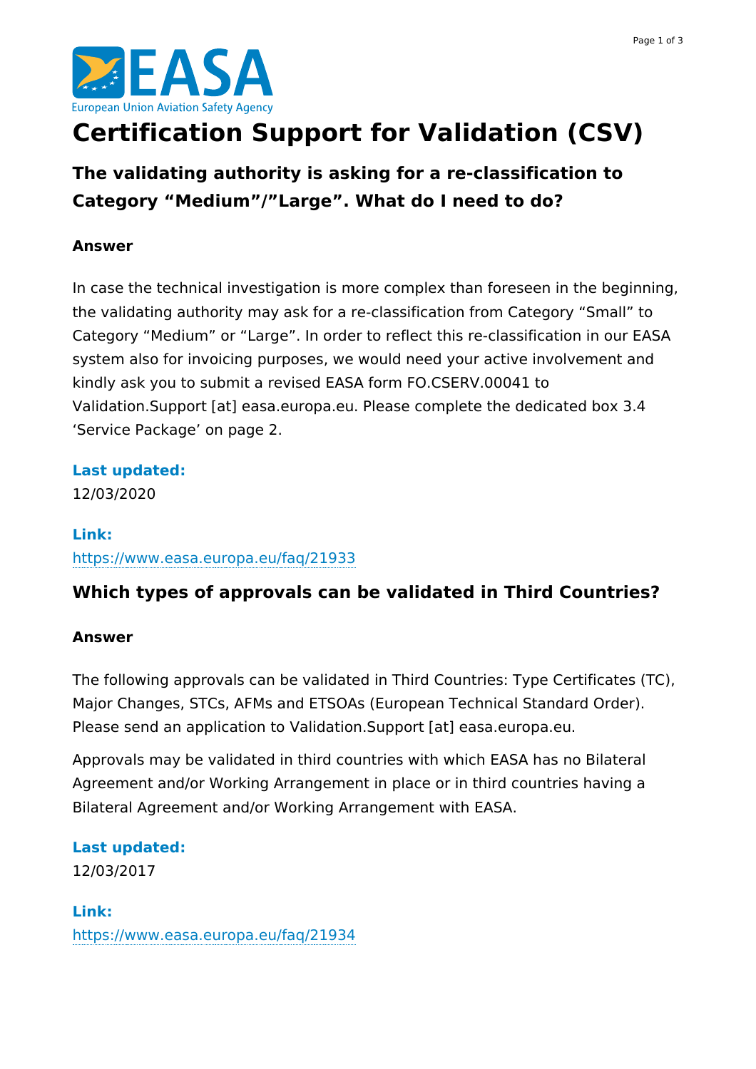# Certification Support for Validation (CSV)

## The validating authority is asking for a re-classification to Category “Medium”/”Large”. What do I need to do?

**Answer**

In case the technical investigation is more complex than foreseen in the beginning, the validating authority may ask for a re-classification from Category “Small” to Category “Medium” or “Large”. In order to reflect this re-classification in our EASA system also for invoicing purposes, we would need your active involvement and kindly ask you to submit a revised EASA form FO.CSERV.00041 to Validation.Support [at] easa.europa.eu. Please complete the dedicated box 3.4 ‘Service Package’ on page 2.

**Last updated:**
12/03/2020

**Link:**
https://www.easa.europa.eu/faq/21933

## Which types of approvals can be validated in Third Countries?

**Answer**

The following approvals can be validated in Third Countries: Type Certificates (TC), Major Changes, STCs, AFMs and ETSOAs (European Technical Standard Order). Please send an application to Validation.Support [at] easa.europa.eu.

Approvals may be validated in third countries with which EASA has no Bilateral Agreement and/or Working Arrangement in place or in third countries having a Bilateral Agreement and/or Working Arrangement with EASA.

**Last updated:**
12/03/2017

**Link:**
https://www.easa.europa.eu/faq/21934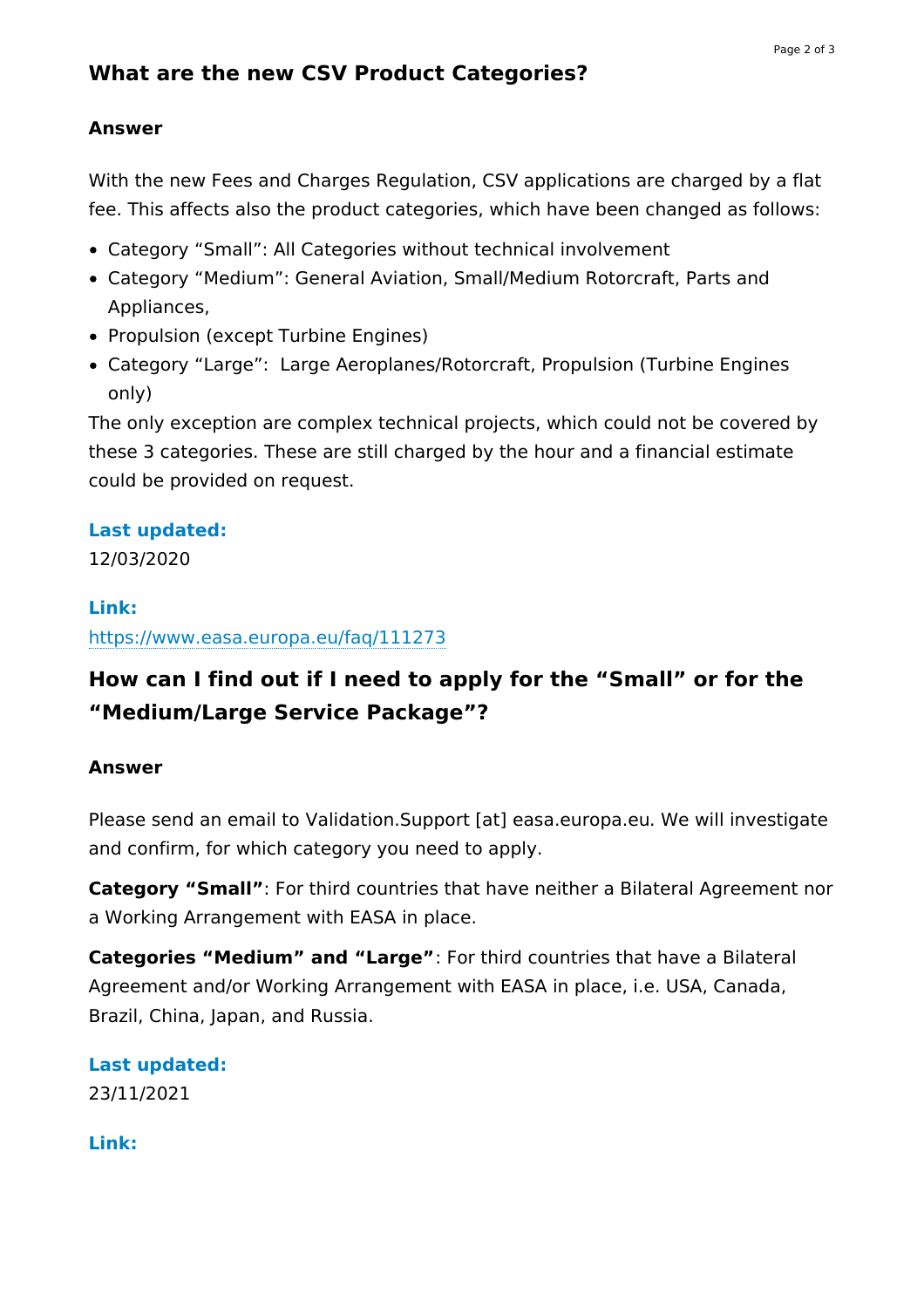## What are the new CSV Product Categories?

**Answer**

With the new Fees and Charges Regulation, CSV applications are charged by a flat fee. This affects also the product categories, which have been changed as follows:

- Category “Small”: All Categories without technical involvement
- Category “Medium”: General Aviation, Small/Medium Rotorcraft, Parts and Appliances,
- Propulsion (except Turbine Engines)
- Category “Large”:  Large Aeroplanes/Rotorcraft, Propulsion (Turbine Engines only)

The only exception are complex technical projects, which could not be covered by these 3 categories. These are still charged by the hour and a financial estimate could be provided on request.

**Last updated:**
12/03/2020

**Link:**
https://www.easa.europa.eu/faq/111273

## How can I find out if I need to apply for the “Small” or for the “Medium/Large Service Package”?

**Answer**

Please send an email to Validation.Support [at] easa.europa.eu. We will investigate and confirm, for which category you need to apply.

**Category “Small”**: For third countries that have neither a Bilateral Agreement nor a Working Arrangement with EASA in place.

**Categories “Medium” and “Large”**: For third countries that have a Bilateral Agreement and/or Working Arrangement with EASA in place, i.e. USA, Canada, Brazil, China, Japan, and Russia.

**Last updated:**
23/11/2021

**Link:**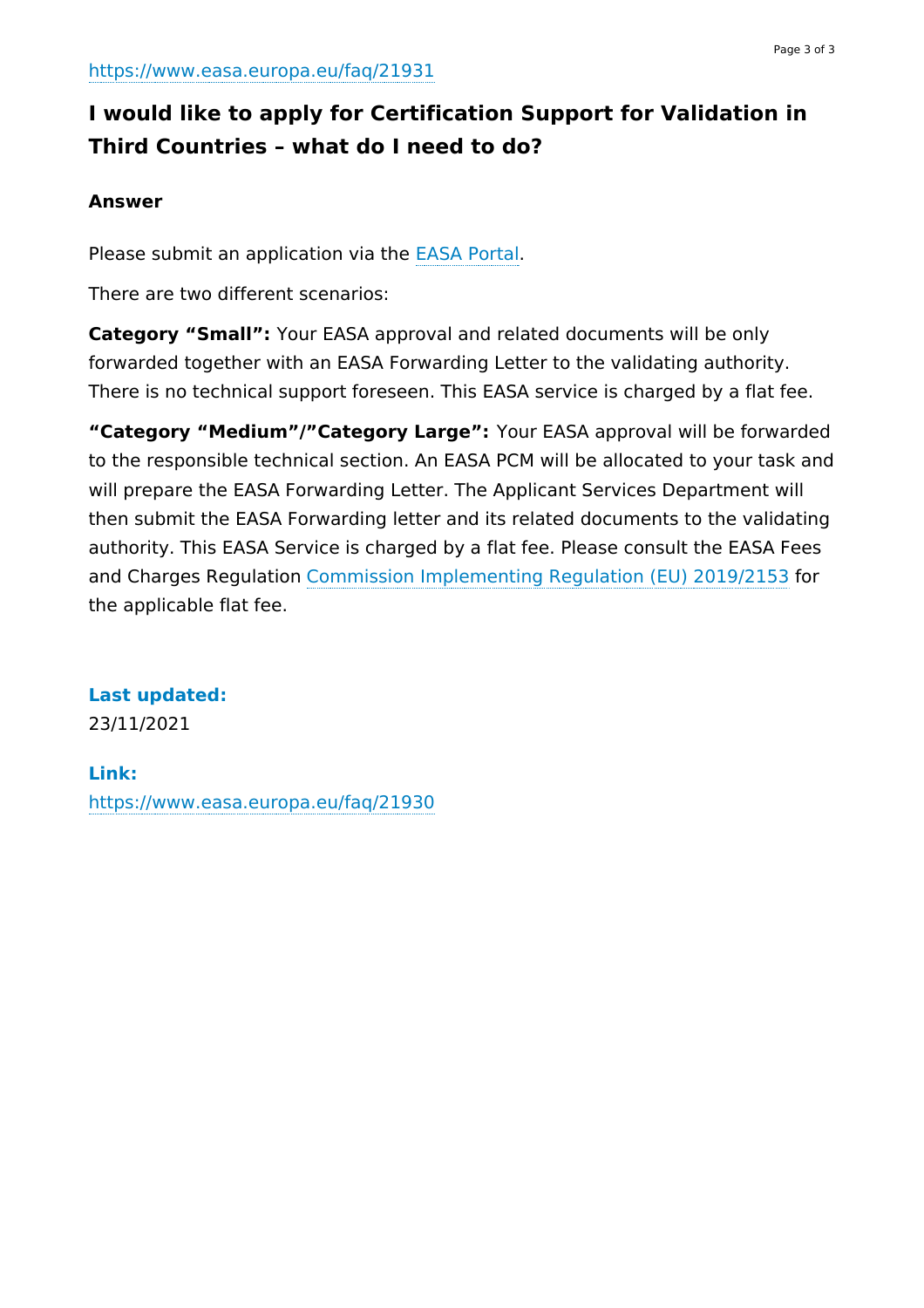https://www.easa.europa.eu/faq/21931

## I would like to apply for Certification Support for Validation in Third Countries – what do I need to do?

**Answer**

Please submit an application via the EASA Portal.

There are two different scenarios:

**Category "Small":** Your EASA approval and related documents will be only forwarded together with an EASA Forwarding Letter to the validating authority. There is no technical support foreseen. This EASA service is charged by a flat fee.

**"Category "Medium"/"Category Large":** Your EASA approval will be forwarded to the responsible technical section. An EASA PCM will be allocated to your task and will prepare the EASA Forwarding Letter. The Applicant Services Department will then submit the EASA Forwarding letter and its related documents to the validating authority. This EASA Service is charged by a flat fee. Please consult the EASA Fees and Charges Regulation Commission Implementing Regulation (EU) 2019/2153 for the applicable flat fee.

**Last updated:**
23/11/2021

**Link:**
https://www.easa.europa.eu/faq/21930